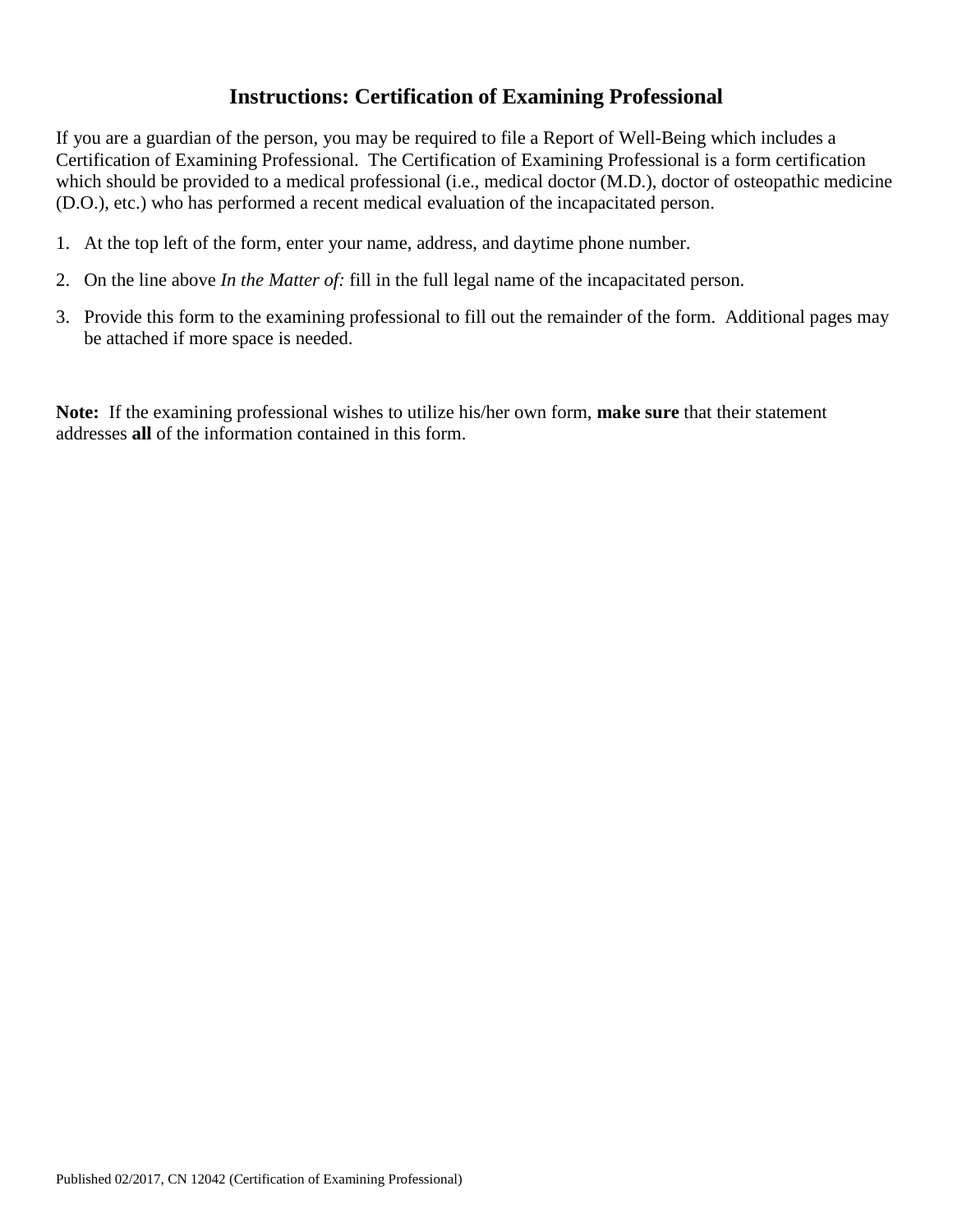# Instructions: Certification of Examining Professional

If you are a guardian of the person, you may be required to file a Report of Well-Being which includes a Certification of Examining Professional. The Certification of Examining Professional is a form certification which should be provided to a medical professional (i.e., medical doctor (M.D.), doctor of osteopathic medicine (D.O.), etc.) who has performed a recent medical evaluation of the incapacitated person.

1. At the top left of the form, enter your name, address, and daytime phone number.
2. On the line above *In the Matter of:* fill in the full legal name of the incapacitated person.
3. Provide this form to the examining professional to fill out the remainder of the form. Additional pages may be attached if more space is needed.

**Note:** If the examining professional wishes to utilize his/her own form, **make sure** that their statement addresses **all** of the information contained in this form.

Published 02/2017, CN 12042 (Certification of Examining Professional)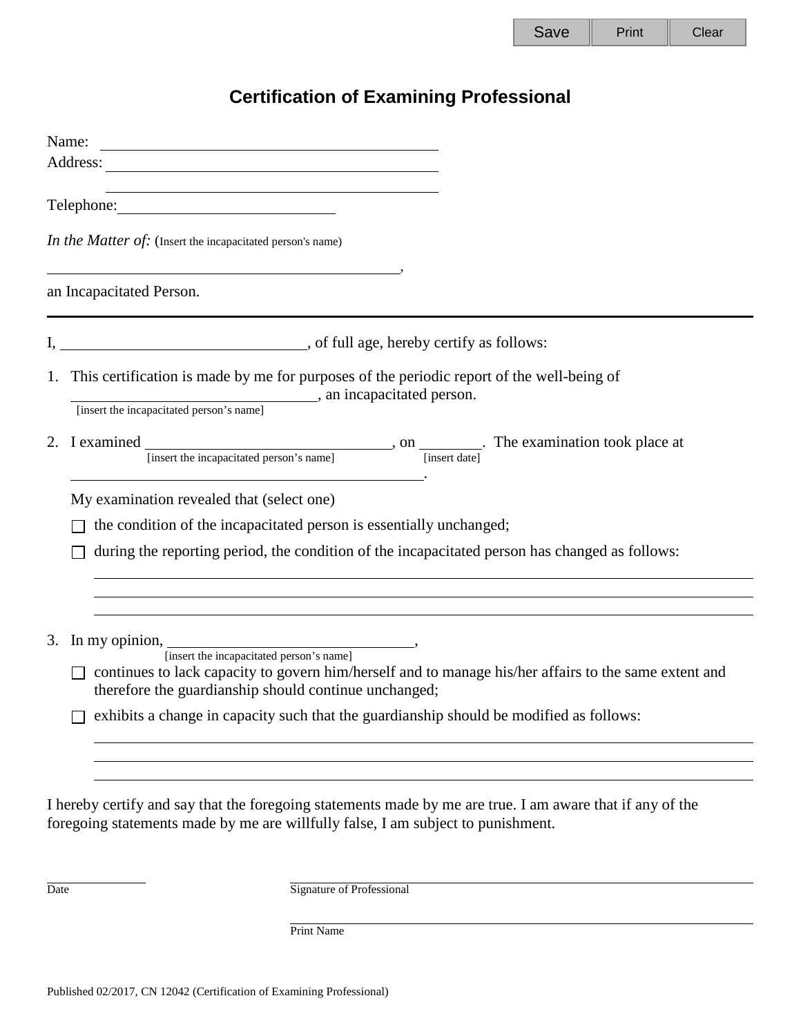# Certification of Examining Professional

Name: ______________________________

Address: ______________________________

______________________________

Telephone: ______________________

*In the Matter of:* (Insert the incapacitated person's name)

______________________________,

an Incapacitated Person.

---

I, ______________________, of full age, hereby certify as follows:

1. This certification is made by me for purposes of the periodic report of the well-being of ______________________ [insert the incapacitated person's name], an incapacitated person.

2. I examined ______________________ [insert the incapacitated person's name], on ________ [insert date]. The examination took place at ______________________________.

   My examination revealed that (select one)

   ☐ the condition of the incapacitated person is essentially unchanged;

   ☐ during the reporting period, the condition of the incapacitated person has changed as follows:

   ______________________________________________________________

   ______________________________________________________________

   ______________________________________________________________

3. In my opinion, ______________________ [insert the incapacitated person's name],

   ☐ continues to lack capacity to govern him/herself and to manage his/her affairs to the same extent and therefore the guardianship should continue unchanged;

   ☐ exhibits a change in capacity such that the guardianship should be modified as follows:

   ______________________________________________________________

   ______________________________________________________________

   ______________________________________________________________

I hereby certify and say that the foregoing statements made by me are true. I am aware that if any of the foregoing statements made by me are willfully false, I am subject to punishment.

____________
Date

______________________________
Signature of Professional

______________________________
Print Name

Published 02/2017, CN 12042 (Certification of Examining Professional)